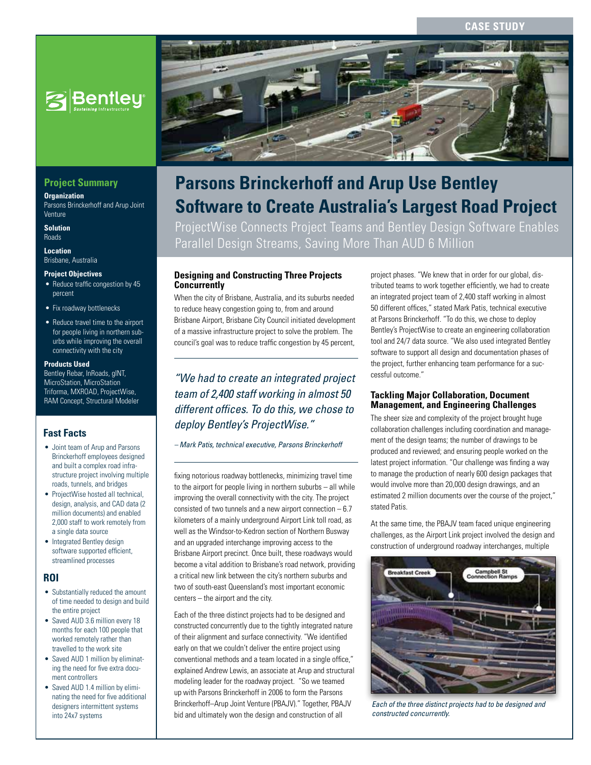CASE STUDY

# Parsons Brinckerhoff and Arup Use Bentley Software to Create Australia's Largest Road Project

ProjectWise Connects Project Teams and Bentley Design Software Enables Parallel Design Streams, Saving More Than AUD 6 Million

## Project Summary

**Organization**
Parsons Brinckerhoff and Arup Joint Venture

**Solution**
Roads

**Location**
Brisbane, Australia

**Project Objectives**

- Reduce traffic congestion by 45 percent
- Fix roadway bottlenecks
- Reduce travel time to the airport for people living in northern suburbs while improving the overall connectivity with the city

**Products Used**
Bentley Rebar, InRoads, gINT, MicroStation, MicroStation Triforma, MXROAD, ProjectWise, RAM Concept, Structural Modeler

## Fast Facts

- Joint team of Arup and Parsons Brinckerhoff employees designed and built a complex road infrastructure project involving multiple roads, tunnels, and bridges
- ProjectWise hosted all technical, design, analysis, and CAD data (2 million documents) and enabled 2,000 staff to work remotely from a single data source
- Integrated Bentley design software supported efficient, streamlined processes

## ROI

- Substantially reduced the amount of time needed to design and build the entire project
- Saved AUD 3.6 million every 18 months for each 100 people that worked remotely rather than travelled to the work site
- Saved AUD 1 million by eliminating the need for five extra document controllers
- Saved AUD 1.4 million by eliminating the need for five additional designers intermittent systems into 24x7 systems

### Designing and Constructing Three Projects Concurrently

When the city of Brisbane, Australia, and its suburbs needed to reduce heavy congestion going to, from and around Brisbane Airport, Brisbane City Council initiated development of a massive infrastructure project to solve the problem. The council's goal was to reduce traffic congestion by 45 percent, fixing notorious roadway bottlenecks, minimizing travel time to the airport for people living in northern suburbs – all while improving the overall connectivity with the city. The project consisted of two tunnels and a new airport connection – 6.7 kilometers of a mainly underground Airport Link toll road, as well as the Windsor-to-Kedron section of Northern Busway and an upgraded interchange improving access to the Brisbane Airport precinct. Once built, these roadways would become a vital addition to Brisbane's road network, providing a critical new link between the city's northern suburbs and two of south-east Queensland's most important economic centers – the airport and the city.

> *"We had to create an integrated project team of 2,400 staff working in almost 50 different offices. To do this, we chose to deploy Bentley's ProjectWise."*
>
> *– Mark Patis, technical executive, Parsons Brinckerhoff*

Each of the three distinct projects had to be designed and constructed concurrently due to the tightly integrated nature of their alignment and surface connectivity. "We identified early on that we couldn't deliver the entire project using conventional methods and a team located in a single office," explained Andrew Lewis, an associate at Arup and structural modeling leader for the roadway project. "So we teamed up with Parsons Brinckerhoff in 2006 to form the Parsons Brinckerhoff–Arup Joint Venture (PBAJV)." Together, PBAJV bid and ultimately won the design and construction of all project phases. "We knew that in order for our global, distributed teams to work together efficiently, we had to create an integrated project team of 2,400 staff working in almost 50 different offices," stated Mark Patis, technical executive at Parsons Brinckerhoff. "To do this, we chose to deploy Bentley's ProjectWise to create an engineering collaboration tool and 24/7 data source. "We also used integrated Bentley software to support all design and documentation phases of the project, further enhancing team performance for a successful outcome."

### Tackling Major Collaboration, Document Management, and Engineering Challenges

The sheer size and complexity of the project brought huge collaboration challenges including coordination and management of the design teams; the number of drawings to be produced and reviewed; and ensuring people worked on the latest project information. "Our challenge was finding a way to manage the production of nearly 600 design packages that would involve more than 20,000 design drawings, and an estimated 2 million documents over the course of the project," stated Patis.

At the same time, the PBAJV team faced unique engineering challenges, as the Airport Link project involved the design and construction of underground roadway interchanges, multiple

Breakfast Creek
Campbell St Connection Ramps

*Each of the three distinct projects had to be designed and constructed concurrently.*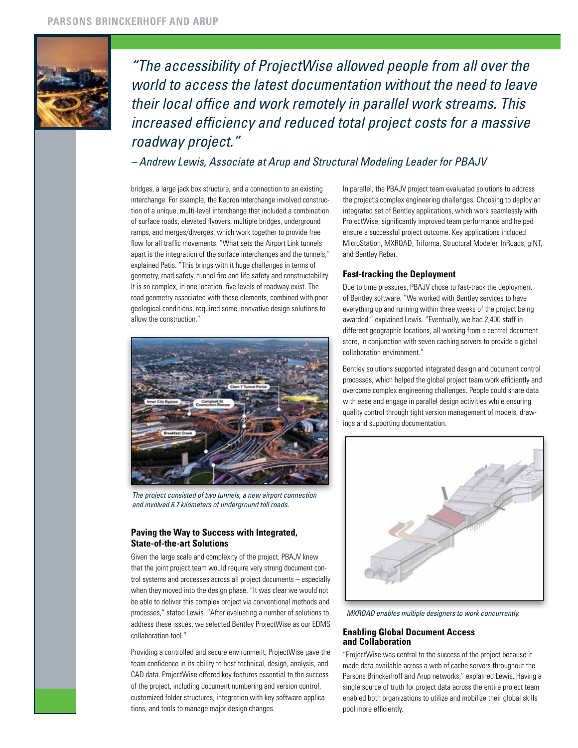*"The accessibility of ProjectWise allowed people from all over the world to access the latest documentation without the need to leave their local office and work remotely in parallel work streams. This increased efficiency and reduced total project costs for a massive roadway project."*

*– Andrew Lewis, Associate at Arup and Structural Modeling Leader for PBAJV*

bridges, a large jack box structure, and a connection to an existing interchange. For example, the Kedron Interchange involved construction of a unique, multi-level interchange that included a combination of surface roads, elevated flyovers, multiple bridges, underground ramps, and merges/diverges, which work together to provide free flow for all traffic movements. "What sets the Airport Link tunnels apart is the integration of the surface interchanges and the tunnels," explained Patis. "This brings with it huge challenges in terms of geometry, road safety, tunnel fire and life safety and constructability. It is so complex, in one location, five levels of roadway exist. The road geometry associated with these elements, combined with poor geological conditions, required some innovative design solutions to allow the construction."

*The project consisted of two tunnels, a new airport connection and involved 6.7 kilometers of underground toll roads.*

## Paving the Way to Success with Integrated, State-of-the-art Solutions

Given the large scale and complexity of the project, PBAJV knew that the joint project team would require very strong document control systems and processes across all project documents – especially when they moved into the design phase. "It was clear we would not be able to deliver this complex project via conventional methods and processes," stated Lewis. "After evaluating a number of solutions to address these issues, we selected Bentley ProjectWise as our EDMS collaboration tool."

Providing a controlled and secure environment, ProjectWise gave the team confidence in its ability to host technical, design, analysis, and CAD data. ProjectWise offered key features essential to the success of the project, including document numbering and version control, customized folder structures, integration with key software applications, and tools to manage major design changes.

In parallel, the PBAJV project team evaluated solutions to address the project's complex engineering challenges. Choosing to deploy an integrated set of Bentley applications, which work seamlessly with ProjectWise, significantly improved team performance and helped ensure a successful project outcome. Key applications included MicroStation, MXROAD, Triforma, Structural Modeler, InRoads, gINT, and Bentley Rebar.

## Fast-tracking the Deployment

Due to time pressures, PBAJV chose to fast-track the deployment of Bentley software. "We worked with Bentley services to have everything up and running within three weeks of the project being awarded," explained Lewis. "Eventually, we had 2,400 staff in different geographic locations, all working from a central document store, in conjunction with seven caching servers to provide a global collaboration environment."

Bentley solutions supported integrated design and document control processes, which helped the global project team work efficiently and overcome complex engineering challenges. People could share data with ease and engage in parallel design activities while ensuring quality control through tight version management of models, drawings and supporting documentation.

*MXROAD enables multiple designers to work concurrently.*

## Enabling Global Document Access and Collaboration

"ProjectWise was central to the success of the project because it made data available across a web of cache servers throughout the Parsons Brinckerhoff and Arup networks," explained Lewis. Having a single source of truth for project data across the entire project team enabled both organizations to utilize and mobilize their global skills pool more efficiently.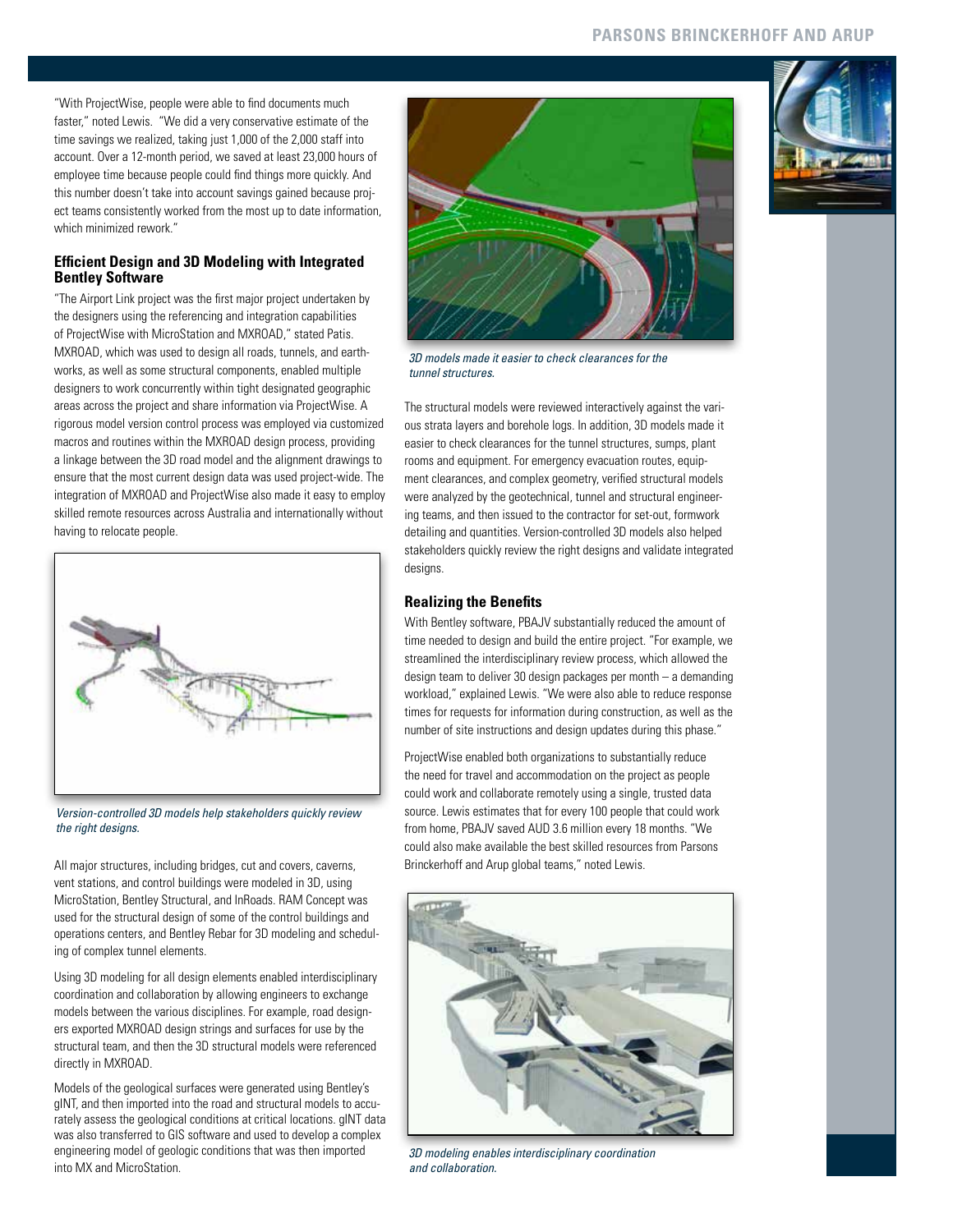"With ProjectWise, people were able to find documents much faster," noted Lewis. "We did a very conservative estimate of the time savings we realized, taking just 1,000 of the 2,000 staff into account. Over a 12-month period, we saved at least 23,000 hours of employee time because people could find things more quickly. And this number doesn't take into account savings gained because project teams consistently worked from the most up to date information, which minimized rework."

### Efficient Design and 3D Modeling with Integrated Bentley Software

"The Airport Link project was the first major project undertaken by the designers using the referencing and integration capabilities of ProjectWise with MicroStation and MXROAD," stated Patis. MXROAD, which was used to design all roads, tunnels, and earthworks, as well as some structural components, enabled multiple designers to work concurrently within tight designated geographic areas across the project and share information via ProjectWise. A rigorous model version control process was employed via customized macros and routines within the MXROAD design process, providing a linkage between the 3D road model and the alignment drawings to ensure that the most current design data was used project-wide. The integration of MXROAD and ProjectWise also made it easy to employ skilled remote resources across Australia and internationally without having to relocate people.

*Version-controlled 3D models help stakeholders quickly review the right designs.*

All major structures, including bridges, cut and covers, caverns, vent stations, and control buildings were modeled in 3D, using MicroStation, Bentley Structural, and InRoads. RAM Concept was used for the structural design of some of the control buildings and operations centers, and Bentley Rebar for 3D modeling and scheduling of complex tunnel elements.

Using 3D modeling for all design elements enabled interdisciplinary coordination and collaboration by allowing engineers to exchange models between the various disciplines. For example, road designers exported MXROAD design strings and surfaces for use by the structural team, and then the 3D structural models were referenced directly in MXROAD.

Models of the geological surfaces were generated using Bentley's gINT, and then imported into the road and structural models to accurately assess the geological conditions at critical locations. gINT data was also transferred to GIS software and used to develop a complex engineering model of geologic conditions that was then imported into MX and MicroStation.

*3D models made it easier to check clearances for the tunnel structures.*

The structural models were reviewed interactively against the various strata layers and borehole logs. In addition, 3D models made it easier to check clearances for the tunnel structures, sumps, plant rooms and equipment. For emergency evacuation routes, equipment clearances, and complex geometry, verified structural models were analyzed by the geotechnical, tunnel and structural engineering teams, and then issued to the contractor for set-out, formwork detailing and quantities. Version-controlled 3D models also helped stakeholders quickly review the right designs and validate integrated designs.

### Realizing the Benefits

With Bentley software, PBAJV substantially reduced the amount of time needed to design and build the entire project. "For example, we streamlined the interdisciplinary review process, which allowed the design team to deliver 30 design packages per month – a demanding workload," explained Lewis. "We were also able to reduce response times for requests for information during construction, as well as the number of site instructions and design updates during this phase."

ProjectWise enabled both organizations to substantially reduce the need for travel and accommodation on the project as people could work and collaborate remotely using a single, trusted data source. Lewis estimates that for every 100 people that could work from home, PBAJV saved AUD 3.6 million every 18 months. "We could also make available the best skilled resources from Parsons Brinckerhoff and Arup global teams," noted Lewis.

*3D modeling enables interdisciplinary coordination and collaboration.*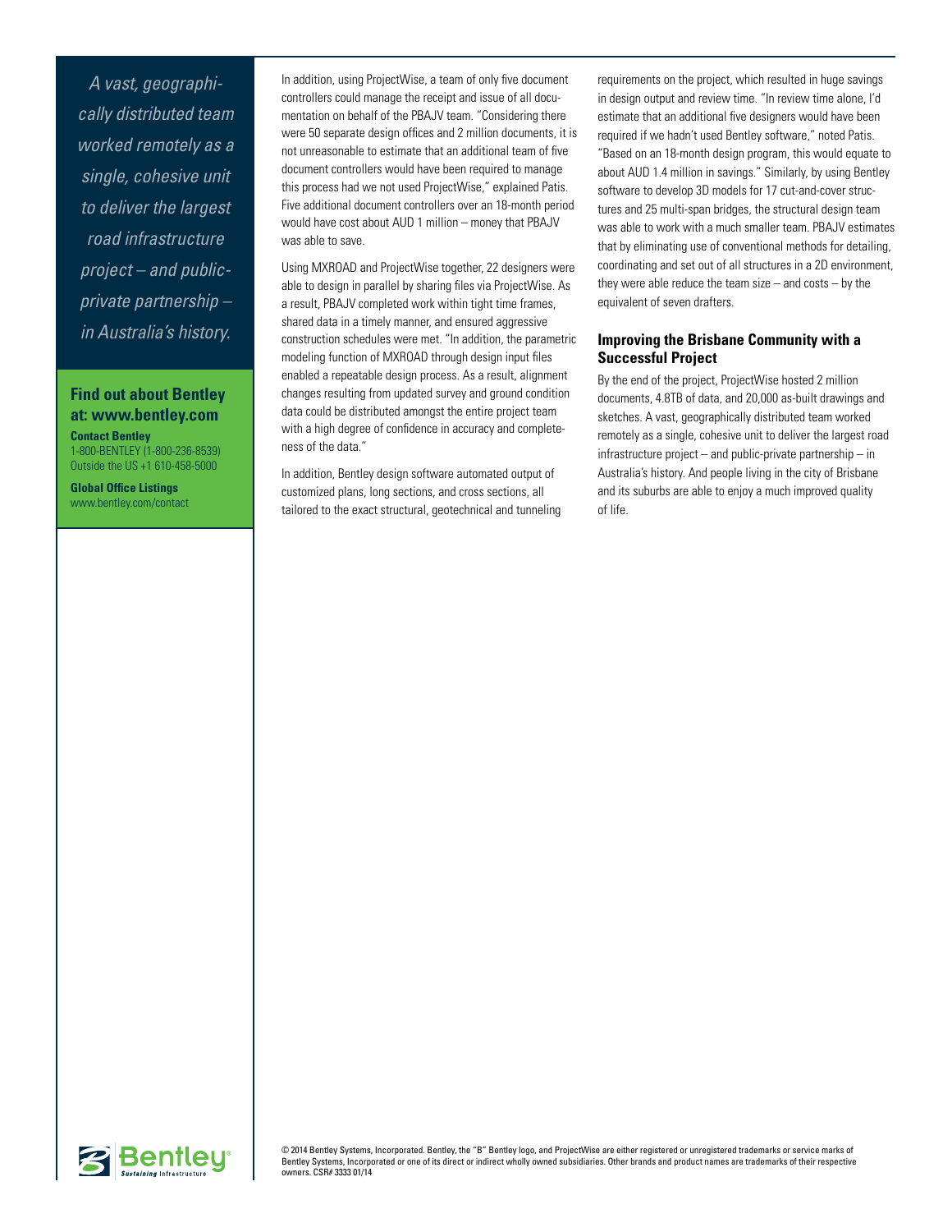*A vast, geographically distributed team worked remotely as a single, cohesive unit to deliver the largest road infrastructure project – and public-private partnership – in Australia's history.*

**Find out about Bentley at: www.bentley.com**

**Contact Bentley**
1-800-BENTLEY (1-800-236-8539)
Outside the US +1 610-458-5000

**Global Office Listings**
www.bentley.com/contact

In addition, using ProjectWise, a team of only five document controllers could manage the receipt and issue of all documentation on behalf of the PBAJV team. "Considering there were 50 separate design offices and 2 million documents, it is not unreasonable to estimate that an additional team of five document controllers would have been required to manage this process had we not used ProjectWise," explained Patis. Five additional document controllers over an 18-month period would have cost about AUD 1 million – money that PBAJV was able to save.

Using MXROAD and ProjectWise together, 22 designers were able to design in parallel by sharing files via ProjectWise. As a result, PBAJV completed work within tight time frames, shared data in a timely manner, and ensured aggressive construction schedules were met. "In addition, the parametric modeling function of MXROAD through design input files enabled a repeatable design process. As a result, alignment changes resulting from updated survey and ground condition data could be distributed amongst the entire project team with a high degree of confidence in accuracy and completeness of the data."

In addition, Bentley design software automated output of customized plans, long sections, and cross sections, all tailored to the exact structural, geotechnical and tunneling requirements on the project, which resulted in huge savings in design output and review time. "In review time alone, I'd estimate that an additional five designers would have been required if we hadn't used Bentley software," noted Patis. "Based on an 18-month design program, this would equate to about AUD 1.4 million in savings." Similarly, by using Bentley software to develop 3D models for 17 cut-and-cover structures and 25 multi-span bridges, the structural design team was able to work with a much smaller team. PBAJV estimates that by eliminating use of conventional methods for detailing, coordinating and set out of all structures in a 2D environment, they were able reduce the team size – and costs – by the equivalent of seven drafters.

### Improving the Brisbane Community with a Successful Project

By the end of the project, ProjectWise hosted 2 million documents, 4.8TB of data, and 20,000 as-built drawings and sketches. A vast, geographically distributed team worked remotely as a single, cohesive unit to deliver the largest road infrastructure project – and public-private partnership – in Australia's history. And people living in the city of Brisbane and its suburbs are able to enjoy a much improved quality of life.

Bentley® *Sustaining Infrastructure*

© 2014 Bentley Systems, Incorporated. Bentley, the "B" Bentley logo, and ProjectWise are either registered or unregistered trademarks or service marks of Bentley Systems, Incorporated or one of its direct or indirect wholly owned subsidiaries. Other brands and product names are trademarks of their respective owners. CSR# 3333 01/14